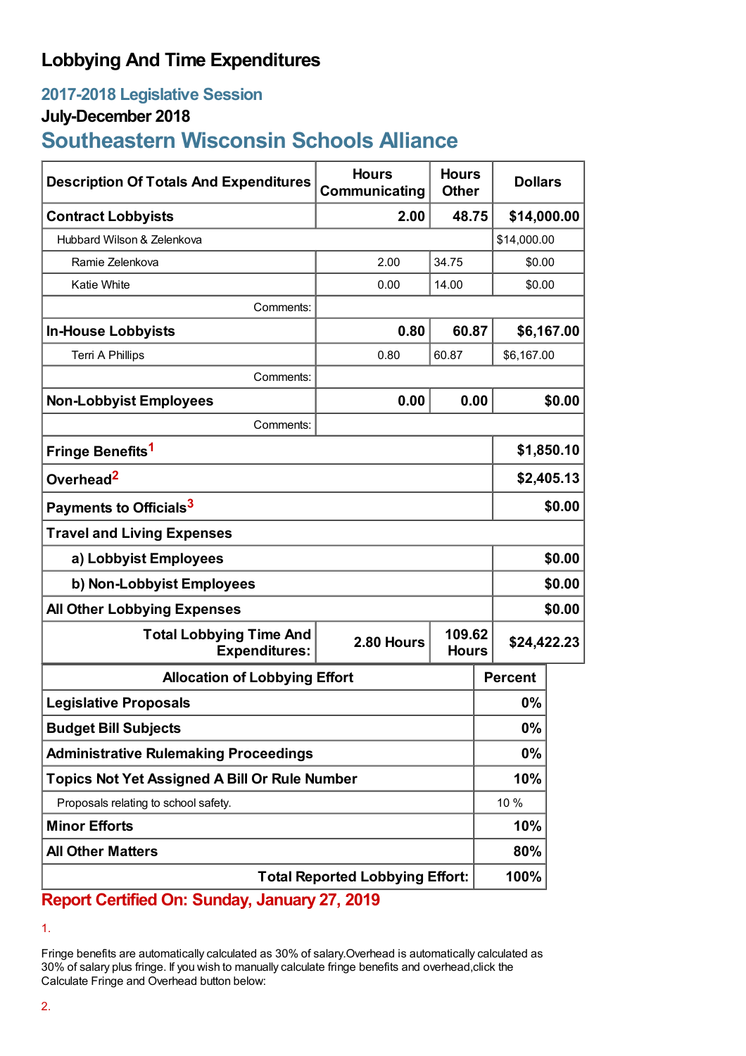# Lobbying And Time Expenditures

## 2017-2018 Legislative Session

### July-December 2018

## Southeastern Wisconsin Schools Alliance

| Description Of Totals And Expenditures | Hours Communicating | Hours Other | Dollars |
|---|---|---|---|
| **Contract Lobbyists** | **2.00** | **48.75** | **$14,000.00** |
| Hubbard Wilson & Zelenkova | | | $14,000.00 |
| Ramie Zelenkova | 2.00 | 34.75 | $0.00 |
| Katie White | 0.00 | 14.00 | $0.00 |
| Comments: | | | |
| **In-House Lobbyists** | **0.80** | **60.87** | **$6,167.00** |
| Terri A Phillips | 0.80 | 60.87 | $6,167.00 |
| Comments: | | | |
| **Non-Lobbyist Employees** | **0.00** | **0.00** | **$0.00** |
| Comments: | | | |
| **Fringe Benefits**[1] | | | **$1,850.10** |
| **Overhead**[2] | | | **$2,405.13** |
| **Payments to Officials**[3] | | | **$0.00** |
| **Travel and Living Expenses** | | | |
| **a) Lobbyist Employees** | | | **$0.00** |
| **b) Non-Lobbyist Employees** | | | **$0.00** |
| **All Other Lobbying Expenses** | | | **$0.00** |
| **Total Lobbying Time And Expenditures:** | **2.80 Hours** | **109.62 Hours** | **$24,422.23** |

| Allocation of Lobbying Effort | Percent |
|---|---|
| **Legislative Proposals** | **0%** |
| **Budget Bill Subjects** | **0%** |
| **Administrative Rulemaking Proceedings** | **0%** |
| **Topics Not Yet Assigned A Bill Or Rule Number** | **10%** |
| Proposals relating to school safety. | 10 % |
| **Minor Efforts** | **10%** |
| **All Other Matters** | **80%** |
| **Total Reported Lobbying Effort:** | **100%** |

**Report Certified On: Sunday, January 27, 2019**

1.

Fringe benefits are automatically calculated as 30% of salary.Overhead is automatically calculated as 30% of salary plus fringe. If you wish to manually calculate fringe benefits and overhead,click the Calculate Fringe and Overhead button below:

2.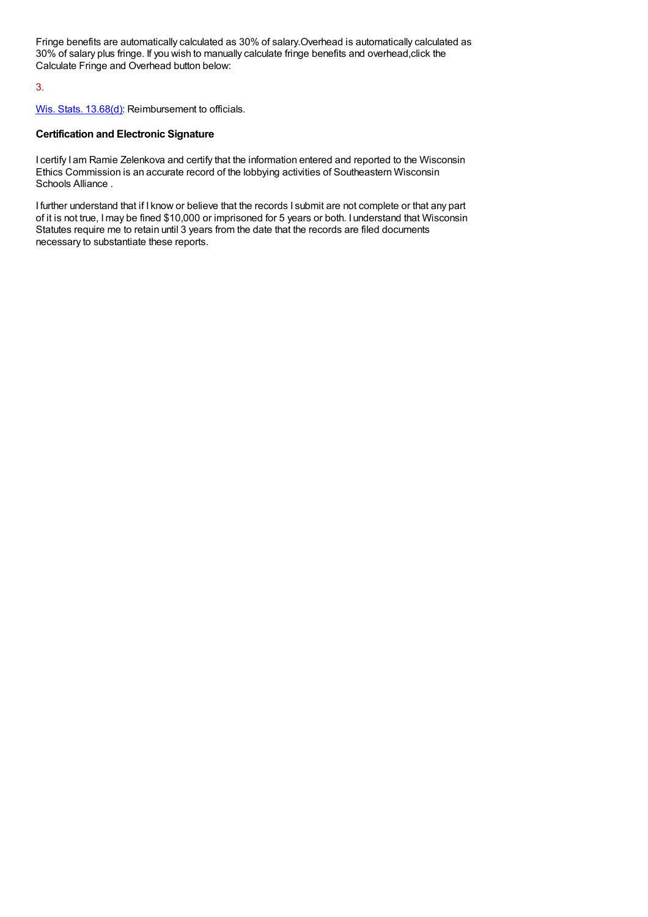Fringe benefits are automatically calculated as 30% of salary.Overhead is automatically calculated as 30% of salary plus fringe. If you wish to manually calculate fringe benefits and overhead,click the Calculate Fringe and Overhead button below:

3.

Wis. Stats. 13.68(d): Reimbursement to officials.

### Certification and Electronic Signature

I certify I am Ramie Zelenkova and certify that the information entered and reported to the Wisconsin Ethics Commission is an accurate record of the lobbying activities of Southeastern Wisconsin Schools Alliance .

I further understand that if I know or believe that the records I submit are not complete or that any part of it is not true, I may be fined $10,000 or imprisoned for 5 years or both. I understand that Wisconsin Statutes require me to retain until 3 years from the date that the records are filed documents necessary to substantiate these reports.